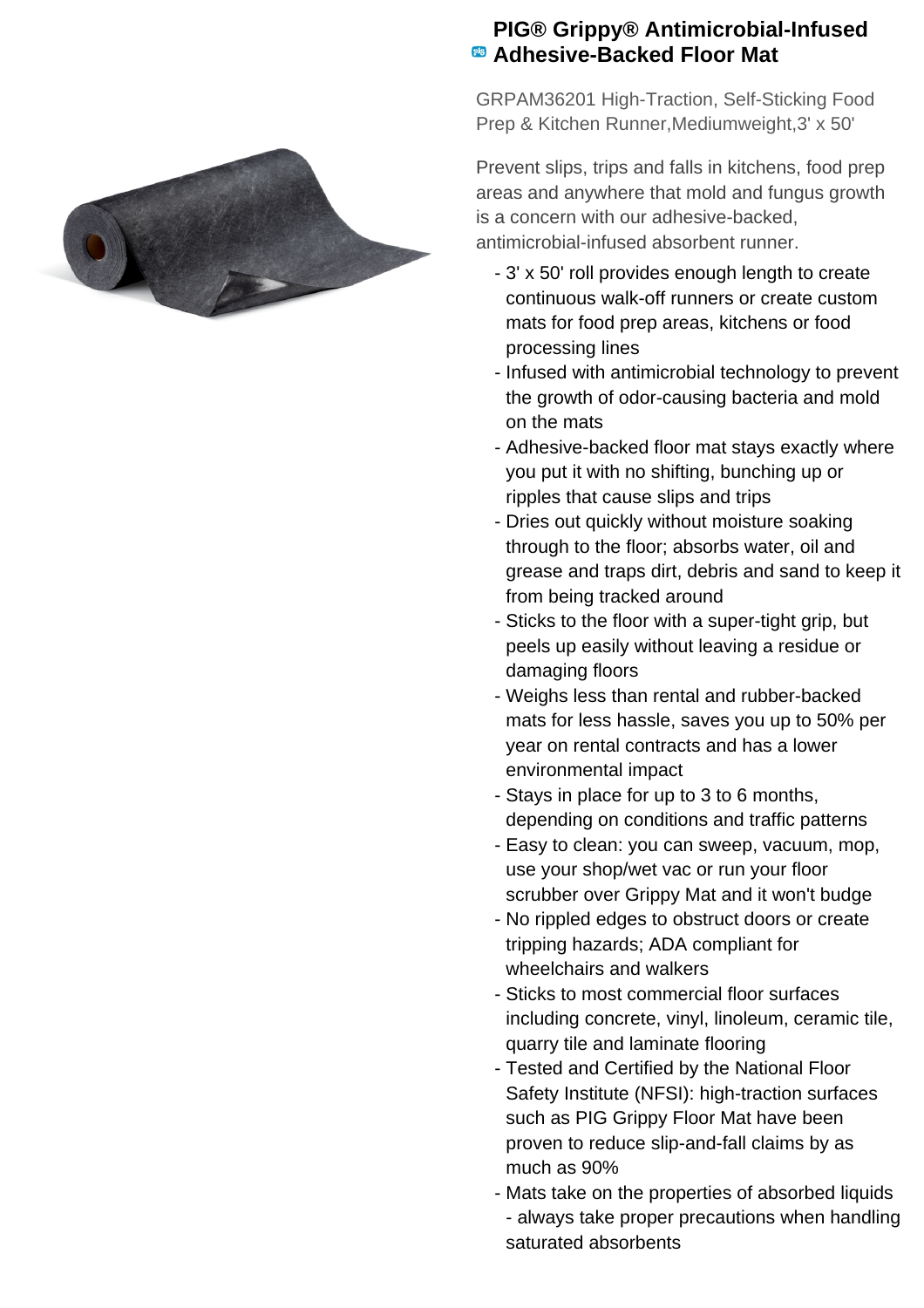# PIG® Grippy® Antimicrobial-Infused Adhesive-Backed Floor Mat

GRPAM36201 High-Traction, Self-Sticking Food Prep & Kitchen Runner,Mediumweight,3' x 50'

Prevent slips, trips and falls in kitchens, food prep areas and anywhere that mold and fungus growth is a concern with our adhesive-backed, antimicrobial-infused absorbent runner.

- 3' x 50' roll provides enough length to create continuous walk-off runners or create custom mats for food prep areas, kitchens or food processing lines
- Infused with antimicrobial technology to prevent the growth of odor-causing bacteria and mold on the mats
- Adhesive-backed floor mat stays exactly where you put it with no shifting, bunching up or ripples that cause slips and trips
- Dries out quickly without moisture soaking through to the floor; absorbs water, oil and grease and traps dirt, debris and sand to keep it from being tracked around
- Sticks to the floor with a super-tight grip, but peels up easily without leaving a residue or damaging floors
- Weighs less than rental and rubber-backed mats for less hassle, saves you up to 50% per year on rental contracts and has a lower environmental impact
- Stays in place for up to 3 to 6 months, depending on conditions and traffic patterns
- Easy to clean: you can sweep, vacuum, mop, use your shop/wet vac or run your floor scrubber over Grippy Mat and it won't budge
- No rippled edges to obstruct doors or create tripping hazards; ADA compliant for wheelchairs and walkers
- Sticks to most commercial floor surfaces including concrete, vinyl, linoleum, ceramic tile, quarry tile and laminate flooring
- Tested and Certified by the National Floor Safety Institute (NFSI): high-traction surfaces such as PIG Grippy Floor Mat have been proven to reduce slip-and-fall claims by as much as 90%
- Mats take on the properties of absorbed liquids - always take proper precautions when handling saturated absorbents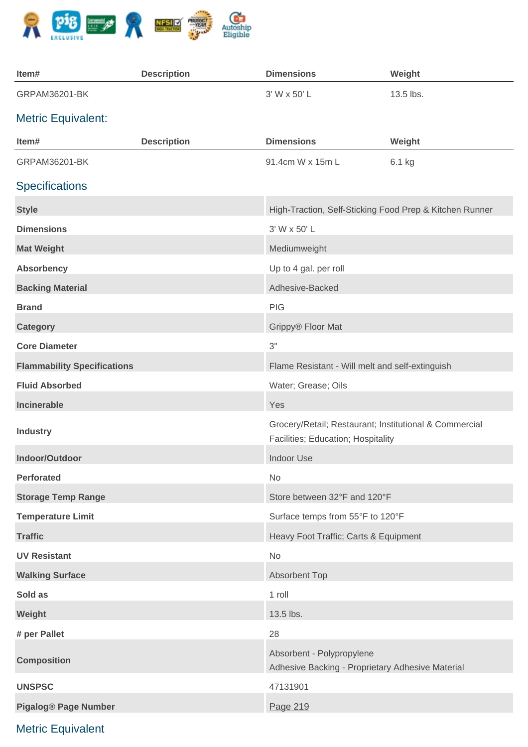| Item# | Description | Dimensions | Weight |
|---|---|---|---|
| GRPAM36201-BK | | 3' W x 50' L | 13.5 lbs. |

## Metric Equivalent:

| Item# | Description | Dimensions | Weight |
|---|---|---|---|
| GRPAM36201-BK | | 91.4cm W x 15m L | 6.1 kg |

## Specifications

| | |
|---|---|
| **Style** | High-Traction, Self-Sticking Food Prep & Kitchen Runner |
| **Dimensions** | 3' W x 50' L |
| **Mat Weight** | Mediumweight |
| **Absorbency** | Up to 4 gal. per roll |
| **Backing Material** | Adhesive-Backed |
| **Brand** | PIG |
| **Category** | Grippy® Floor Mat |
| **Core Diameter** | 3" |
| **Flammability Specifications** | Flame Resistant - Will melt and self-extinguish |
| **Fluid Absorbed** | Water; Grease; Oils |
| **Incinerable** | Yes |
| **Industry** | Grocery/Retail; Restaurant; Institutional & Commercial Facilities; Education; Hospitality |
| **Indoor/Outdoor** | Indoor Use |
| **Perforated** | No |
| **Storage Temp Range** | Store between 32°F and 120°F |
| **Temperature Limit** | Surface temps from 55°F to 120°F |
| **Traffic** | Heavy Foot Traffic; Carts & Equipment |
| **UV Resistant** | No |
| **Walking Surface** | Absorbent Top |
| **Sold as** | 1 roll |
| **Weight** | 13.5 lbs. |
| **# per Pallet** | 28 |
| **Composition** | Absorbent - Polypropylene<br>Adhesive Backing - Proprietary Adhesive Material |
| **UNSPSC** | 47131901 |
| **Pigalog® Page Number** | Page 219 |

## Metric Equivalent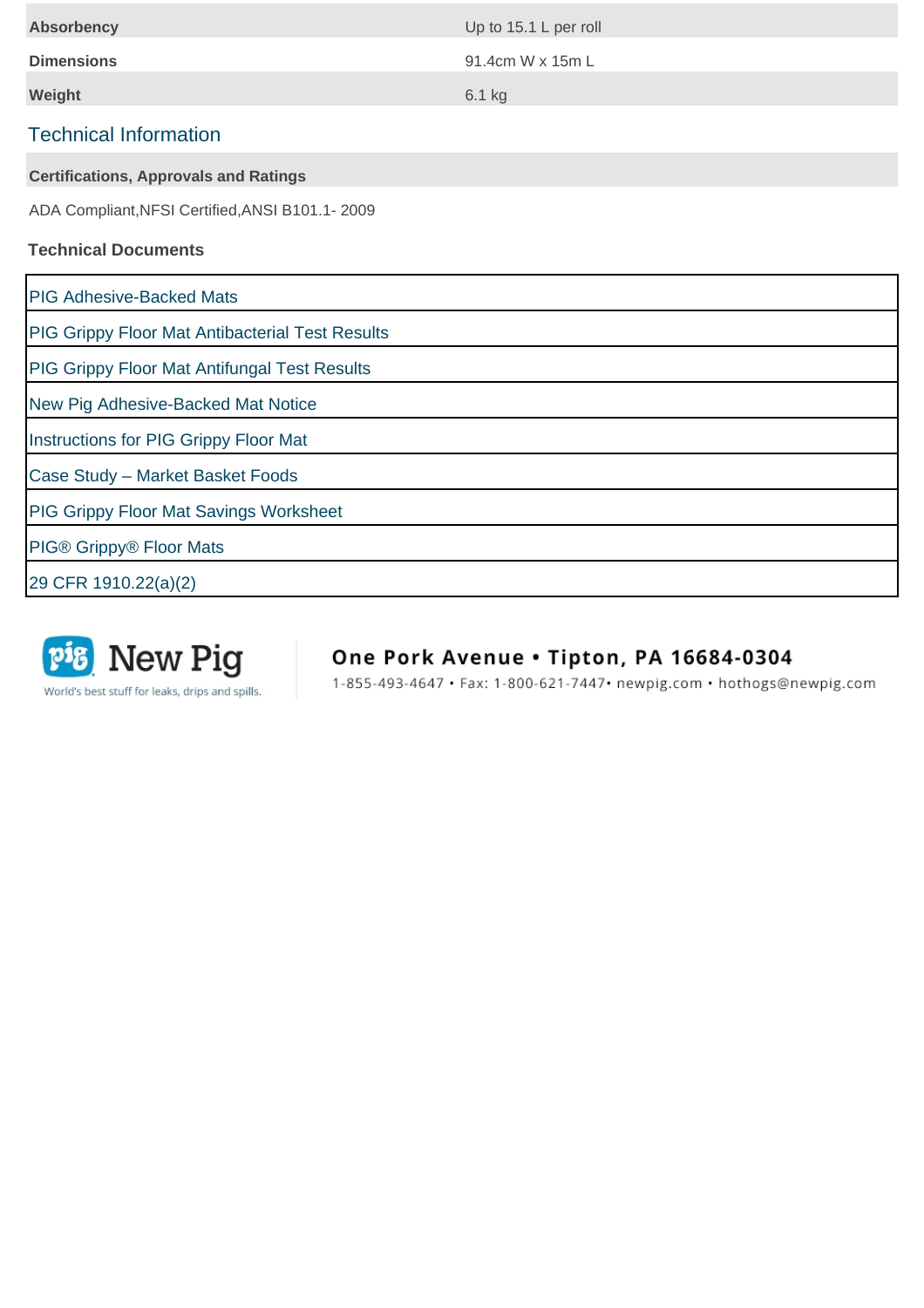| | |
|---|---|
| **Absorbency** | Up to 15.1 L per roll |
| **Dimensions** | 91.4cm W x 15m L |
| **Weight** | 6.1 kg |

## Technical Information

| **Certifications, Approvals and Ratings** |
|---|
| ADA Compliant,NFSI Certified,ANSI B101.1- 2009 |

### Technical Documents

| |
|---|
| PIG Adhesive-Backed Mats |
| PIG Grippy Floor Mat Antibacterial Test Results |
| PIG Grippy Floor Mat Antifungal Test Results |
| New Pig Adhesive-Backed Mat Notice |
| Instructions for PIG Grippy Floor Mat |
| Case Study – Market Basket Foods |
| PIG Grippy Floor Mat Savings Worksheet |
| PIG® Grippy® Floor Mats |
| 29 CFR 1910.22(a)(2) |

New Pig
World's best stuff for leaks, drips and spills.

**One Pork Avenue • Tipton, PA 16684-0304**
1-855-493-4647 • Fax: 1-800-621-7447• newpig.com • hothogs@newpig.com